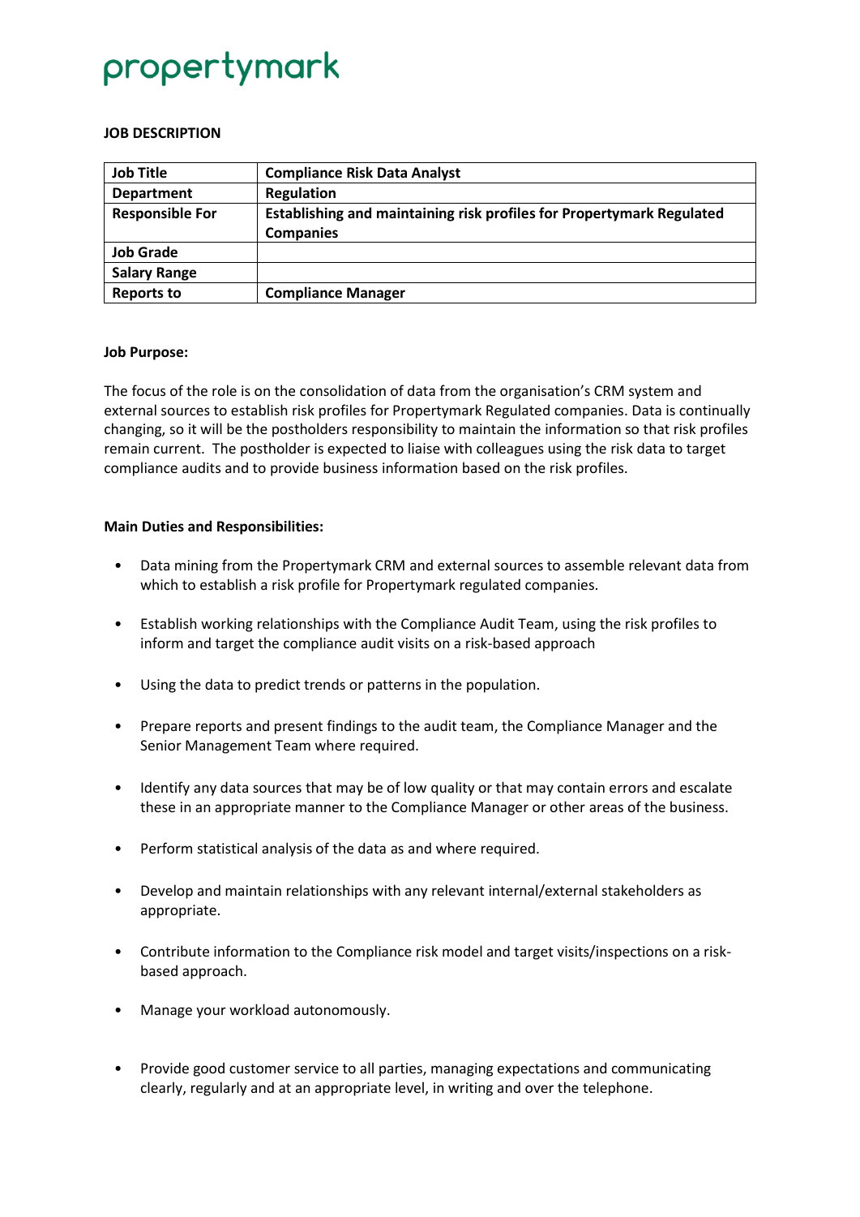propertymark

**JOB DESCRIPTION**

| Job Title | Compliance Risk Data Analyst |
|---|---|
| Department | Regulation |
| Responsible For | Establishing and maintaining risk profiles for Propertymark Regulated Companies |
| Job Grade | |
| Salary Range | |
| Reports to | Compliance Manager |

**Job Purpose:**

The focus of the role is on the consolidation of data from the organisation's CRM system and external sources to establish risk profiles for Propertymark Regulated companies. Data is continually changing, so it will be the postholders responsibility to maintain the information so that risk profiles remain current. The postholder is expected to liaise with colleagues using the risk data to target compliance audits and to provide business information based on the risk profiles.

**Main Duties and Responsibilities:**

- Data mining from the Propertymark CRM and external sources to assemble relevant data from which to establish a risk profile for Propertymark regulated companies.
- Establish working relationships with the Compliance Audit Team, using the risk profiles to inform and target the compliance audit visits on a risk-based approach
- Using the data to predict trends or patterns in the population.
- Prepare reports and present findings to the audit team, the Compliance Manager and the Senior Management Team where required.
- Identify any data sources that may be of low quality or that may contain errors and escalate these in an appropriate manner to the Compliance Manager or other areas of the business.
- Perform statistical analysis of the data as and where required.
- Develop and maintain relationships with any relevant internal/external stakeholders as appropriate.
- Contribute information to the Compliance risk model and target visits/inspections on a risk-based approach.
- Manage your workload autonomously.
- Provide good customer service to all parties, managing expectations and communicating clearly, regularly and at an appropriate level, in writing and over the telephone.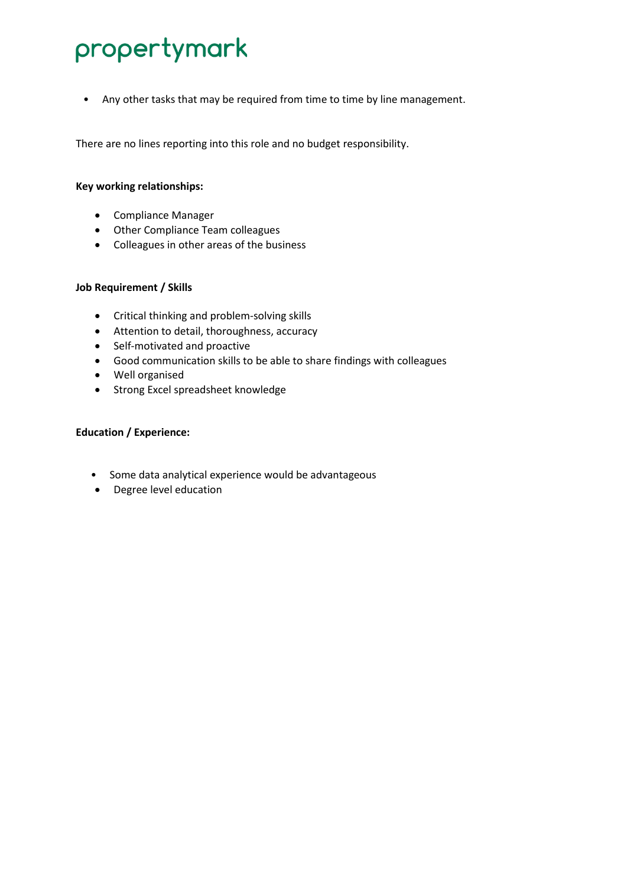- Any other tasks that may be required from time to time by line management.

There are no lines reporting into this role and no budget responsibility.

**Key working relationships:**

- Compliance Manager
- Other Compliance Team colleagues
- Colleagues in other areas of the business

**Job Requirement / Skills**

- Critical thinking and problem-solving skills
- Attention to detail, thoroughness, accuracy
- Self-motivated and proactive
- Good communication skills to be able to share findings with colleagues
- Well organised
- Strong Excel spreadsheet knowledge

**Education / Experience:**

- Some data analytical experience would be advantageous
- Degree level education